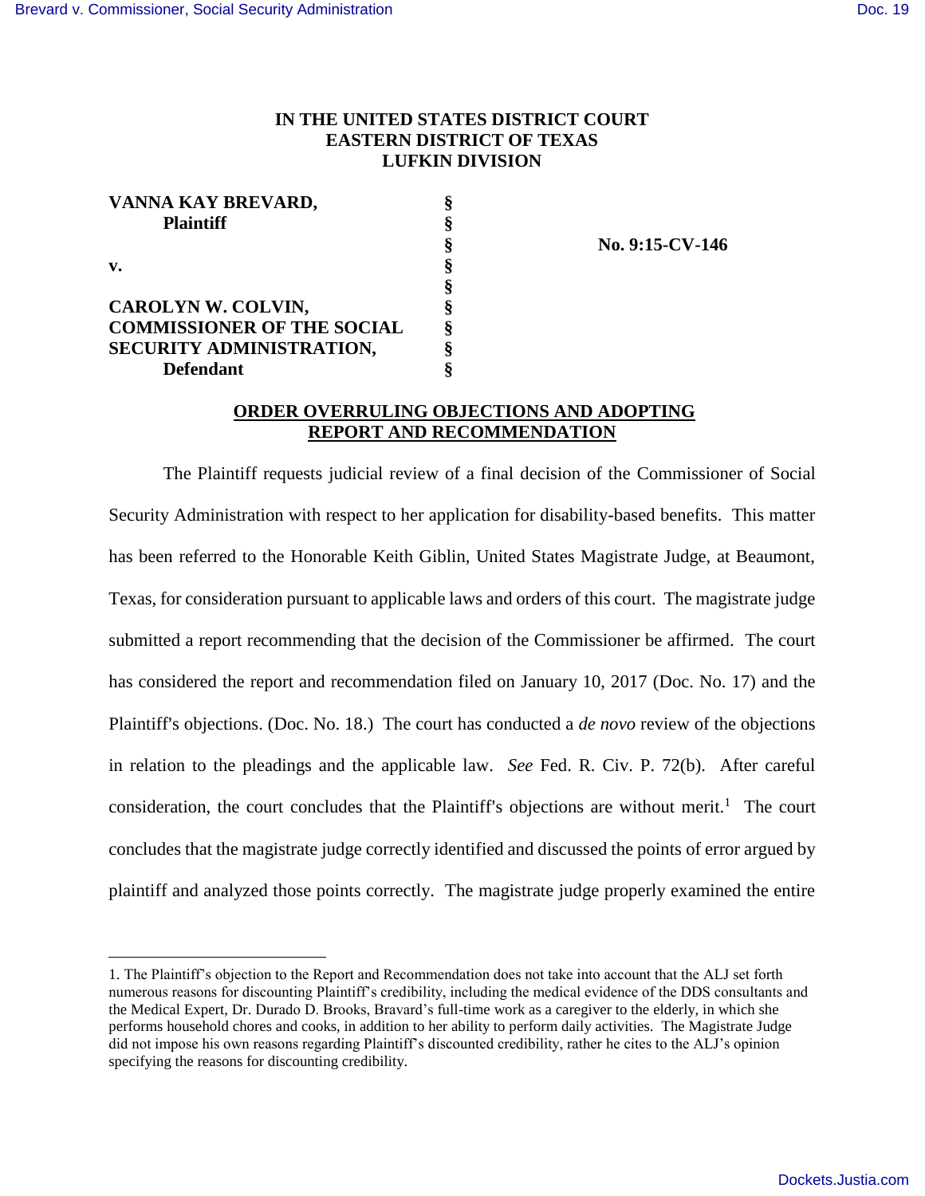IN THE UNITED STATES DISTRICT COURT
EASTERN DISTRICT OF TEXAS
LUFKIN DIVISION

| | | |
|---|---|---|
| **VANNA KAY BREVARD,** **Plaintiff** | § | |
| | § | **No. 9:15-CV-146** |
| **v.** | § | |
| **CAROLYN W. COLVIN, COMMISSIONER OF THE SOCIAL SECURITY ADMINISTRATION,** **Defendant** | § | |

## ORDER OVERRULING OBJECTIONS AND ADOPTING REPORT AND RECOMMENDATION

The Plaintiff requests judicial review of a final decision of the Commissioner of Social Security Administration with respect to her application for disability-based benefits. This matter has been referred to the Honorable Keith Giblin, United States Magistrate Judge, at Beaumont, Texas, for consideration pursuant to applicable laws and orders of this court. The magistrate judge submitted a report recommending that the decision of the Commissioner be affirmed. The court has considered the report and recommendation filed on January 10, 2017 (Doc. No. 17) and the Plaintiff's objections. (Doc. No. 18.) The court has conducted a *de novo* review of the objections in relation to the pleadings and the applicable law. *See* Fed. R. Civ. P. 72(b). After careful consideration, the court concludes that the Plaintiff's objections are without merit.[1] The court concludes that the magistrate judge correctly identified and discussed the points of error argued by plaintiff and analyzed those points correctly. The magistrate judge properly examined the entire

1. The Plaintiff's objection to the Report and Recommendation does not take into account that the ALJ set forth numerous reasons for discounting Plaintiff's credibility, including the medical evidence of the DDS consultants and the Medical Expert, Dr. Durado D. Brooks, Bravard's full-time work as a caregiver to the elderly, in which she performs household chores and cooks, in addition to her ability to perform daily activities. The Magistrate Judge did not impose his own reasons regarding Plaintiff's discounted credibility, rather he cites to the ALJ's opinion specifying the reasons for discounting credibility.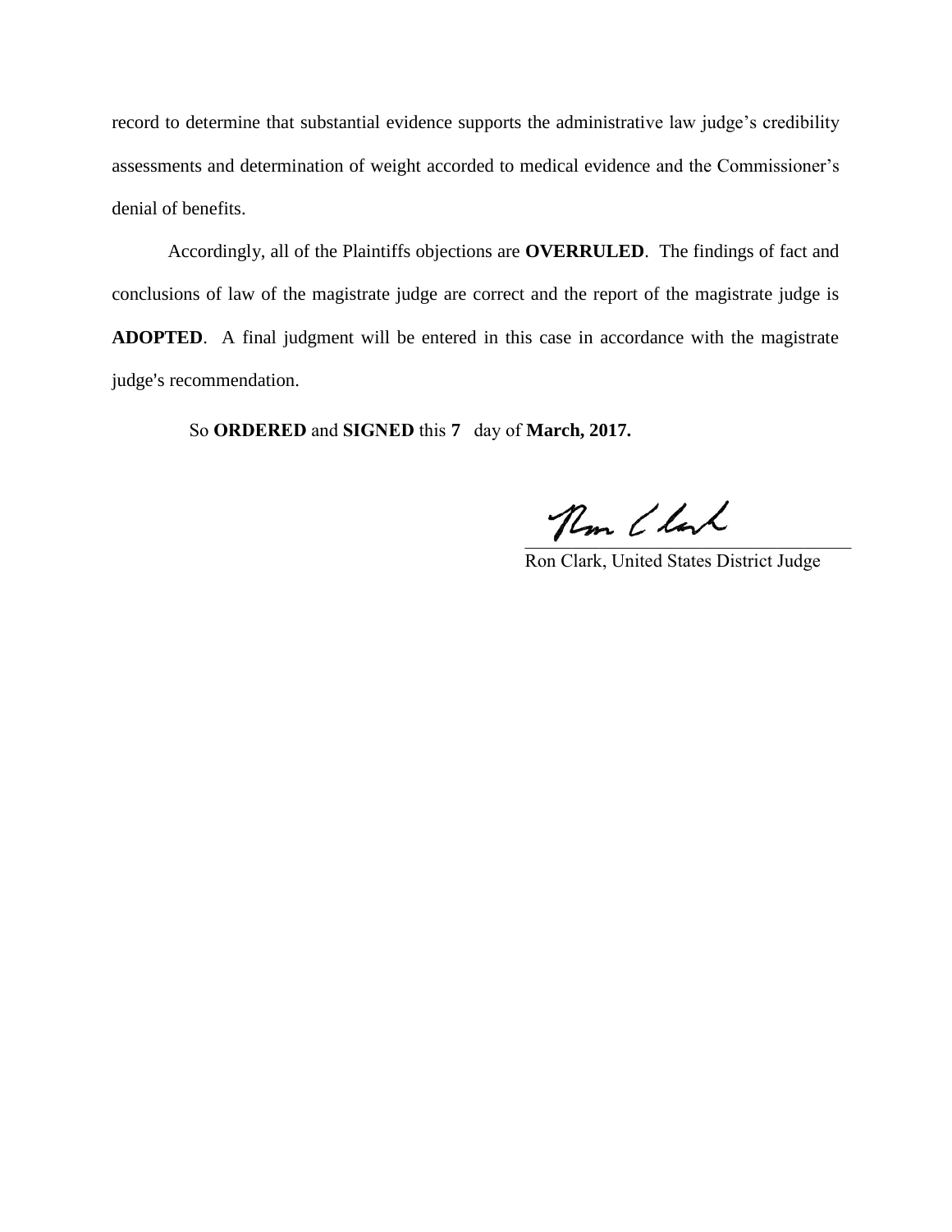record to determine that substantial evidence supports the administrative law judge's credibility assessments and determination of weight accorded to medical evidence and the Commissioner's denial of benefits.

Accordingly, all of the Plaintiffs objections are **OVERRULED**. The findings of fact and conclusions of law of the magistrate judge are correct and the report of the magistrate judge is **ADOPTED**. A final judgment will be entered in this case in accordance with the magistrate judge's recommendation.

So **ORDERED** and **SIGNED** this **7** day of **March, 2017.**

Ron Clark, United States District Judge